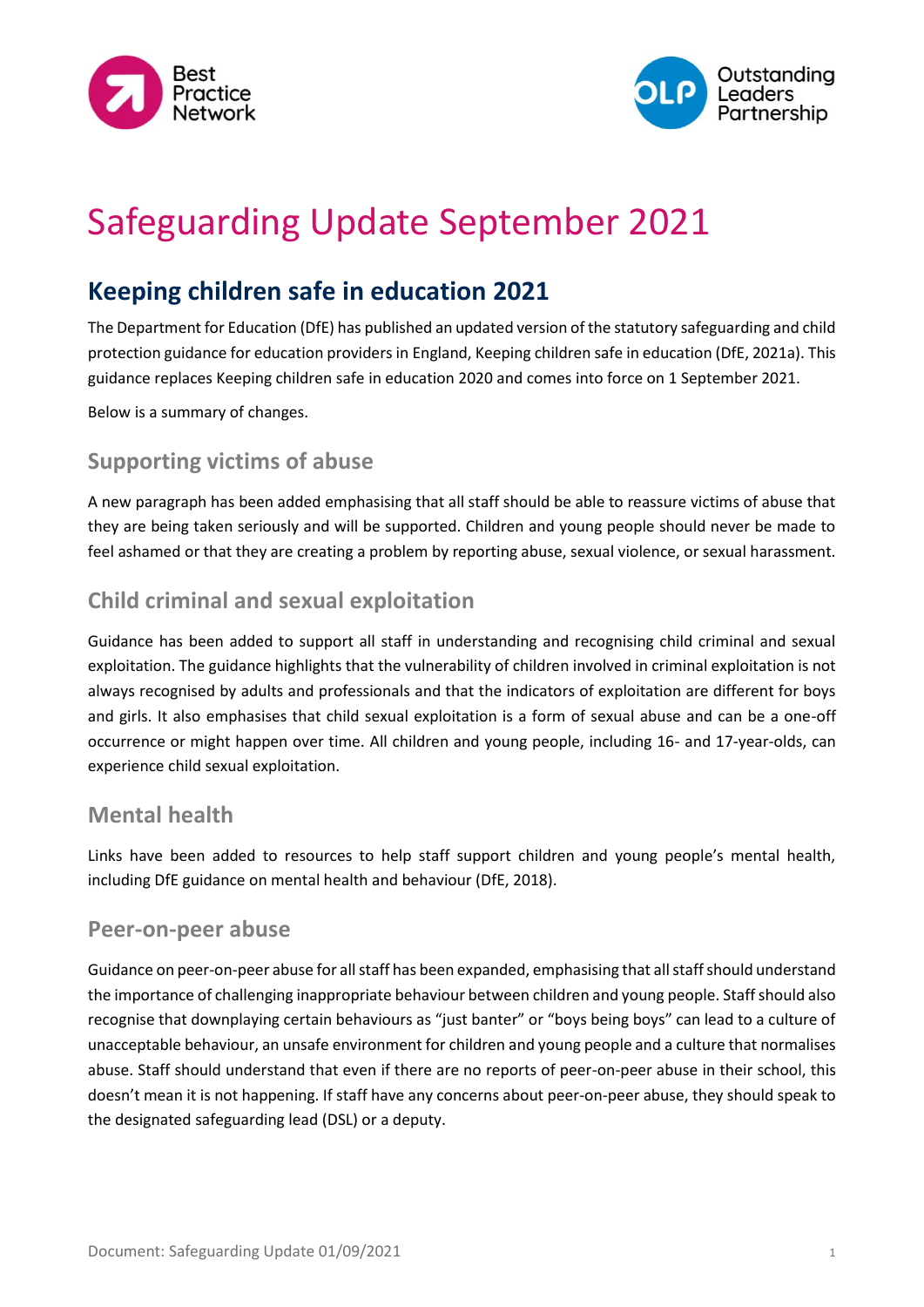# Safeguarding Update September 2021

## Keeping children safe in education 2021

The Department for Education (DfE) has published an updated version of the statutory safeguarding and child protection guidance for education providers in England, Keeping children safe in education (DfE, 2021a). This guidance replaces Keeping children safe in education 2020 and comes into force on 1 September 2021.

Below is a summary of changes.

### Supporting victims of abuse

A new paragraph has been added emphasising that all staff should be able to reassure victims of abuse that they are being taken seriously and will be supported. Children and young people should never be made to feel ashamed or that they are creating a problem by reporting abuse, sexual violence, or sexual harassment.

### Child criminal and sexual exploitation

Guidance has been added to support all staff in understanding and recognising child criminal and sexual exploitation. The guidance highlights that the vulnerability of children involved in criminal exploitation is not always recognised by adults and professionals and that the indicators of exploitation are different for boys and girls. It also emphasises that child sexual exploitation is a form of sexual abuse and can be a one-off occurrence or might happen over time. All children and young people, including 16- and 17-year-olds, can experience child sexual exploitation.

### Mental health

Links have been added to resources to help staff support children and young people's mental health, including DfE guidance on mental health and behaviour (DfE, 2018).

### Peer-on-peer abuse

Guidance on peer-on-peer abuse for all staff has been expanded, emphasising that all staff should understand the importance of challenging inappropriate behaviour between children and young people. Staff should also recognise that downplaying certain behaviours as "just banter" or "boys being boys" can lead to a culture of unacceptable behaviour, an unsafe environment for children and young people and a culture that normalises abuse. Staff should understand that even if there are no reports of peer-on-peer abuse in their school, this doesn't mean it is not happening. If staff have any concerns about peer-on-peer abuse, they should speak to the designated safeguarding lead (DSL) or a deputy.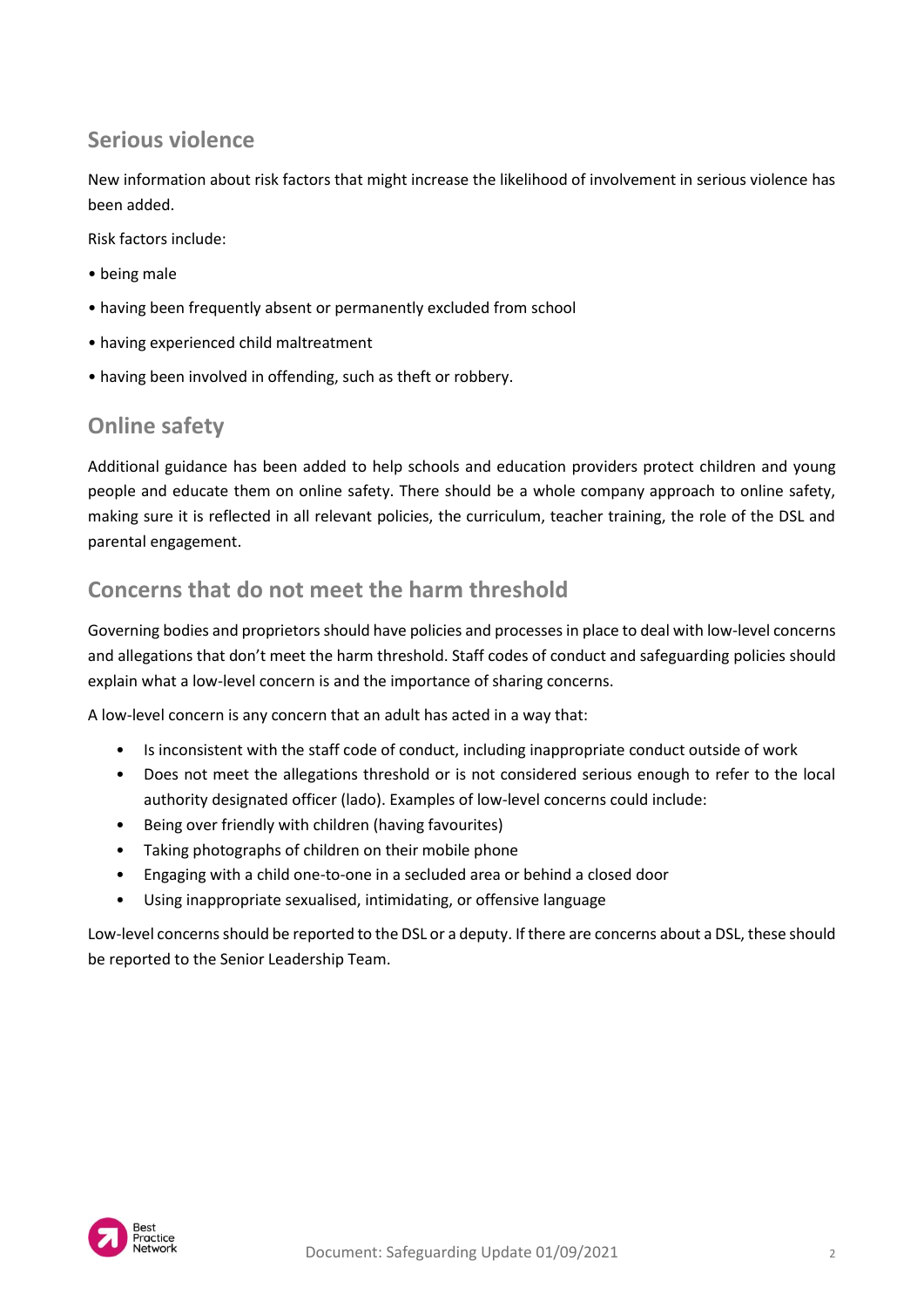## Serious violence

New information about risk factors that might increase the likelihood of involvement in serious violence has been added.

Risk factors include:

- being male
- having been frequently absent or permanently excluded from school
- having experienced child maltreatment
- having been involved in offending, such as theft or robbery.

## Online safety

Additional guidance has been added to help schools and education providers protect children and young people and educate them on online safety. There should be a whole company approach to online safety, making sure it is reflected in all relevant policies, the curriculum, teacher training, the role of the DSL and parental engagement.

## Concerns that do not meet the harm threshold

Governing bodies and proprietors should have policies and processes in place to deal with low-level concerns and allegations that don't meet the harm threshold. Staff codes of conduct and safeguarding policies should explain what a low-level concern is and the importance of sharing concerns.

A low-level concern is any concern that an adult has acted in a way that:

- Is inconsistent with the staff code of conduct, including inappropriate conduct outside of work
- Does not meet the allegations threshold or is not considered serious enough to refer to the local authority designated officer (lado). Examples of low-level concerns could include:
- Being over friendly with children (having favourites)
- Taking photographs of children on their mobile phone
- Engaging with a child one-to-one in a secluded area or behind a closed door
- Using inappropriate sexualised, intimidating, or offensive language

Low-level concerns should be reported to the DSL or a deputy. If there are concerns about a DSL, these should be reported to the Senior Leadership Team.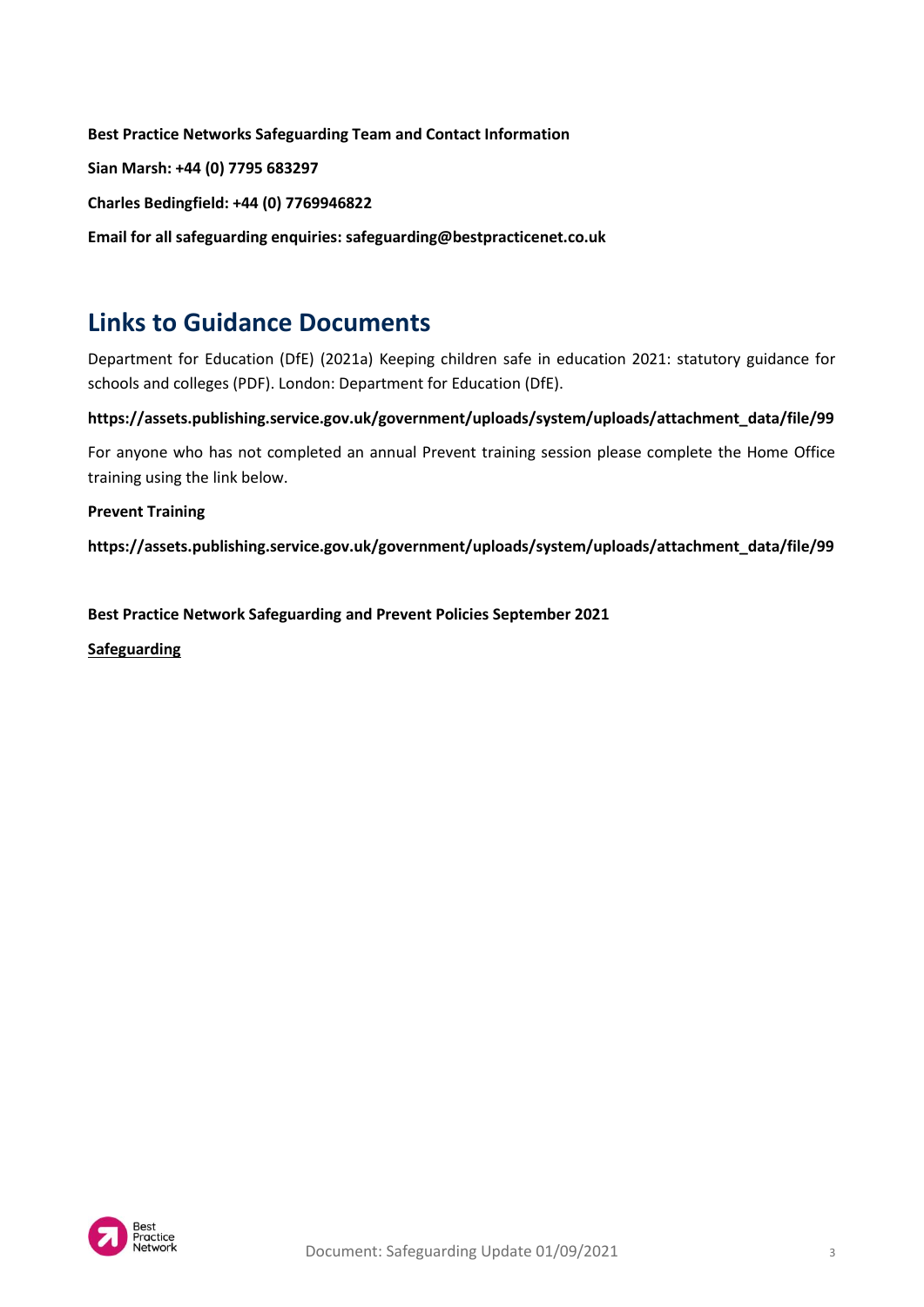**Best Practice Networks Safeguarding Team and Contact Information**

**Sian Marsh: +44 (0) 7795 683297**

**Charles Bedingfield: +44 (0) 7769946822**

**Email for all safeguarding enquiries: safeguarding@bestpracticenet.co.uk**

## Links to Guidance Documents

Department for Education (DfE) (2021a) Keeping children safe in education 2021: statutory guidance for schools and colleges (PDF). London: Department for Education (DfE).

**https://assets.publishing.service.gov.uk/government/uploads/system/uploads/attachment_data/file/99**

For anyone who has not completed an annual Prevent training session please complete the Home Office training using the link below.

**Prevent Training**

**https://assets.publishing.service.gov.uk/government/uploads/system/uploads/attachment_data/file/99**

**Best Practice Network Safeguarding and Prevent Policies September 2021**

**Safeguarding**